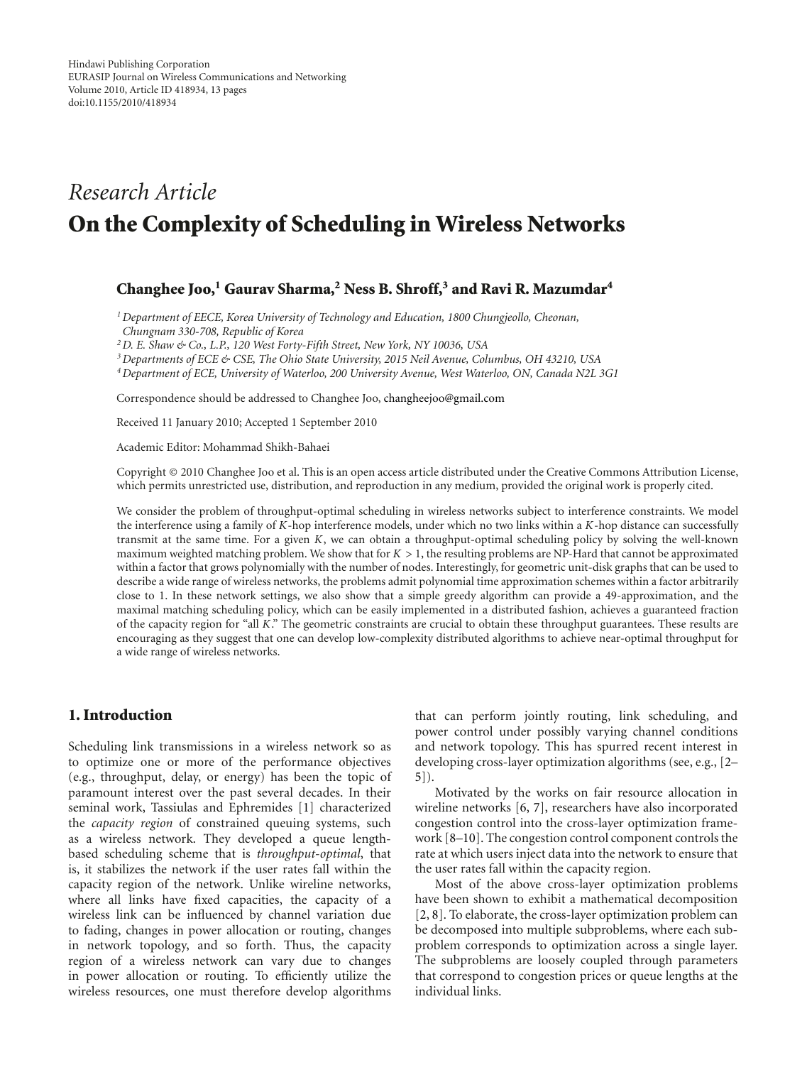Hindawi Publishing Corporation
EURASIP Journal on Wireless Communications and Networking
Volume 2010, Article ID 418934, 13 pages
doi:10.1155/2010/418934

*Research Article*

# On the Complexity of Scheduling in Wireless Networks

**Changhee Joo,[1] Gaurav Sharma,[2] Ness B. Shroff,[3] and Ravi R. Mazumdar[4]**

[1] *Department of EECE, Korea University of Technology and Education, 1800 Chungjeollo, Cheonan, Chungnam 330-708, Republic of Korea*
[2] *D. E. Shaw & Co., L.P., 120 West Forty-Fifth Street, New York, NY 10036, USA*
[3] *Departments of ECE & CSE, The Ohio State University, 2015 Neil Avenue, Columbus, OH 43210, USA*
[4] *Department of ECE, University of Waterloo, 200 University Avenue, West Waterloo, ON, Canada N2L 3G1*

Correspondence should be addressed to Changhee Joo, changheejoo@gmail.com

Received 11 January 2010; Accepted 1 September 2010

Academic Editor: Mohammad Shikh-Bahaei

Copyright © 2010 Changhee Joo et al. This is an open access article distributed under the Creative Commons Attribution License, which permits unrestricted use, distribution, and reproduction in any medium, provided the original work is properly cited.

We consider the problem of throughput-optimal scheduling in wireless networks subject to interference constraints. We model the interference using a family of $K$-hop interference models, under which no two links within a $K$-hop distance can successfully transmit at the same time. For a given $K$, we can obtain a throughput-optimal scheduling policy by solving the well-known maximum weighted matching problem. We show that for $K > 1$, the resulting problems are NP-Hard that cannot be approximated within a factor that grows polynomially with the number of nodes. Interestingly, for geometric unit-disk graphs that can be used to describe a wide range of wireless networks, the problems admit polynomial time approximation schemes within a factor arbitrarily close to 1. In these network settings, we also show that a simple greedy algorithm can provide a 49-approximation, and the maximal matching scheduling policy, which can be easily implemented in a distributed fashion, achieves a guaranteed fraction of the capacity region for "all $K$." The geometric constraints are crucial to obtain these throughput guarantees. These results are encouraging as they suggest that one can develop low-complexity distributed algorithms to achieve near-optimal throughput for a wide range of wireless networks.

## 1. Introduction

Scheduling link transmissions in a wireless network so as to optimize one or more of the performance objectives (e.g., throughput, delay, or energy) has been the topic of paramount interest over the past several decades. In their seminal work, Tassiulas and Ephremides [1] characterized the *capacity region* of constrained queuing systems, such as a wireless network. They developed a queue length-based scheduling scheme that is *throughput-optimal*, that is, it stabilizes the network if the user rates fall within the capacity region of the network. Unlike wireline networks, where all links have fixed capacities, the capacity of a wireless link can be influenced by channel variation due to fading, changes in power allocation or routing, changes in network topology, and so forth. Thus, the capacity region of a wireless network can vary due to changes in power allocation or routing. To efficiently utilize the wireless resources, one must therefore develop algorithms that can perform jointly routing, link scheduling, and power control under possibly varying channel conditions and network topology. This has spurred recent interest in developing cross-layer optimization algorithms (see, e.g., [2–5]).

Motivated by the works on fair resource allocation in wireline networks [6, 7], researchers have also incorporated congestion control into the cross-layer optimization framework [8–10]. The congestion control component controls the rate at which users inject data into the network to ensure that the user rates fall within the capacity region.

Most of the above cross-layer optimization problems have been shown to exhibit a mathematical decomposition [2, 8]. To elaborate, the cross-layer optimization problem can be decomposed into multiple subproblems, where each subproblem corresponds to optimization across a single layer. The subproblems are loosely coupled through parameters that correspond to congestion prices or queue lengths at the individual links.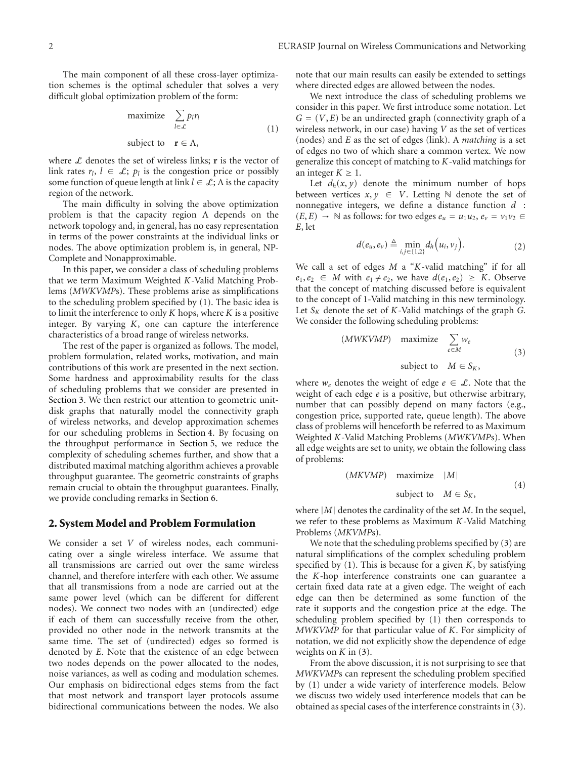The main component of all these cross-layer optimization schemes is the optimal scheduler that solves a very difficult global optimization problem of the form:

$$\begin{aligned} &\text{maximize} \quad \sum_{l \in \mathcal{L}} p_l r_l \\ &\text{subject to} \quad \mathbf{r} \in \Lambda, \end{aligned} \tag{1}$$

where $\mathcal{L}$ denotes the set of wireless links; $\mathbf{r}$ is the vector of link rates $r_l$, $l \in \mathcal{L}$; $p_l$ is the congestion price or possibly some function of queue length at link $l \in \mathcal{L}$; $\Lambda$ is the capacity region of the network.

The main difficulty in solving the above optimization problem is that the capacity region $\Lambda$ depends on the network topology and, in general, has no easy representation in terms of the power constraints at the individual links or nodes. The above optimization problem is, in general, NP-Complete and Nonapproximable.

In this paper, we consider a class of scheduling problems that we term Maximum Weighted $K$-Valid Matching Problems (*MWKVMP*s). These problems arise as simplifications to the scheduling problem specified by (1). The basic idea is to limit the interference to only $K$ hops, where $K$ is a positive integer. By varying $K$, one can capture the interference characteristics of a broad range of wireless networks.

The rest of the paper is organized as follows. The model, problem formulation, related works, motivation, and main contributions of this work are presented in the next section. Some hardness and approximability results for the class of scheduling problems that we consider are presented in Section 3. We then restrict our attention to geometric unit-disk graphs that naturally model the connectivity graph of wireless networks, and develop approximation schemes for our scheduling problems in Section 4. By focusing on the throughput performance in Section 5, we reduce the complexity of scheduling schemes further, and show that a distributed maximal matching algorithm achieves a provable throughput guarantee. The geometric constraints of graphs remain crucial to obtain the throughput guarantees. Finally, we provide concluding remarks in Section 6.

## 2. System Model and Problem Formulation

We consider a set $V$ of wireless nodes, each communicating over a single wireless interface. We assume that all transmissions are carried out over the same wireless channel, and therefore interfere with each other. We assume that all transmissions from a node are carried out at the same power level (which can be different for different nodes). We connect two nodes with an (undirected) edge if each of them can successfully receive from the other, provided no other node in the network transmits at the same time. The set of (undirected) edges so formed is denoted by $E$. Note that the existence of an edge between two nodes depends on the power allocated to the nodes, noise variances, as well as coding and modulation schemes. Our emphasis on bidirectional edges stems from the fact that most network and transport layer protocols assume bidirectional communications between the nodes. We also note that our main results can easily be extended to settings where directed edges are allowed between the nodes.

We next introduce the class of scheduling problems we consider in this paper. We first introduce some notation. Let $G = (V, E)$ be an undirected graph (connectivity graph of a wireless network, in our case) having $V$ as the set of vertices (nodes) and $E$ as the set of edges (link). A *matching* is a set of edges no two of which share a common vertex. We now generalize this concept of matching to $K$-valid matchings for an integer $K \geq 1$.

Let $d_h(x, y)$ denote the minimum number of hops between vertices $x, y \in V$. Letting $\mathbb{N}$ denote the set of nonnegative integers, we define a distance function $d : (E, E) \to \mathbb{N}$ as follows: for two edges $e_u = u_1u_2$, $e_v = v_1v_2 \in E$, let

$$d(e_u, e_v) \triangleq \min_{i,j \in \{1,2\}} d_h\left(u_i, v_j\right). \tag{2}$$

We call a set of edges $M$ a "$K$-valid matching" if for all $e_1, e_2 \in M$ with $e_1 \neq e_2$, we have $d(e_1, e_2) \geq K$. Observe that the concept of matching discussed before is equivalent to the concept of 1-Valid matching in this new terminology. Let $S_K$ denote the set of $K$-Valid matchings of the graph $G$. We consider the following scheduling problems:

$$\begin{aligned} (MWKVMP) \quad &\text{maximize} \quad \sum_{e \in M} w_e \\ &\text{subject to} \quad M \in S_K, \end{aligned} \tag{3}$$

where $w_e$ denotes the weight of edge $e \in \mathcal{L}$. Note that the weight of each edge $e$ is a positive, but otherwise arbitrary, number that can possibly depend on many factors (e.g., congestion price, supported rate, queue length). The above class of problems will henceforth be referred to as Maximum Weighted $K$-Valid Matching Problems (*MWKVMP*s). When all edge weights are set to unity, we obtain the following class of problems:

$$\begin{aligned} (MKVMP) \quad &\text{maximize} \quad |M| \\ &\text{subject to} \quad M \in S_K, \end{aligned} \tag{4}$$

where $|M|$ denotes the cardinality of the set $M$. In the sequel, we refer to these problems as Maximum $K$-Valid Matching Problems (*MKVMP*s).

We note that the scheduling problems specified by (3) are natural simplifications of the complex scheduling problem specified by (1). This is because for a given $K$, by satisfying the $K$-hop interference constraints one can guarantee a certain fixed data rate at a given edge. The weight of each edge can then be determined as some function of the rate it supports and the congestion price at the edge. The scheduling problem specified by (1) then corresponds to *MWKVMP* for that particular value of $K$. For simplicity of notation, we did not explicitly show the dependence of edge weights on $K$ in (3).

From the above discussion, it is not surprising to see that *MWKVMP*s can represent the scheduling problem specified by (1) under a wide variety of interference models. Below we discuss two widely used interference models that can be obtained as special cases of the interference constraints in (3).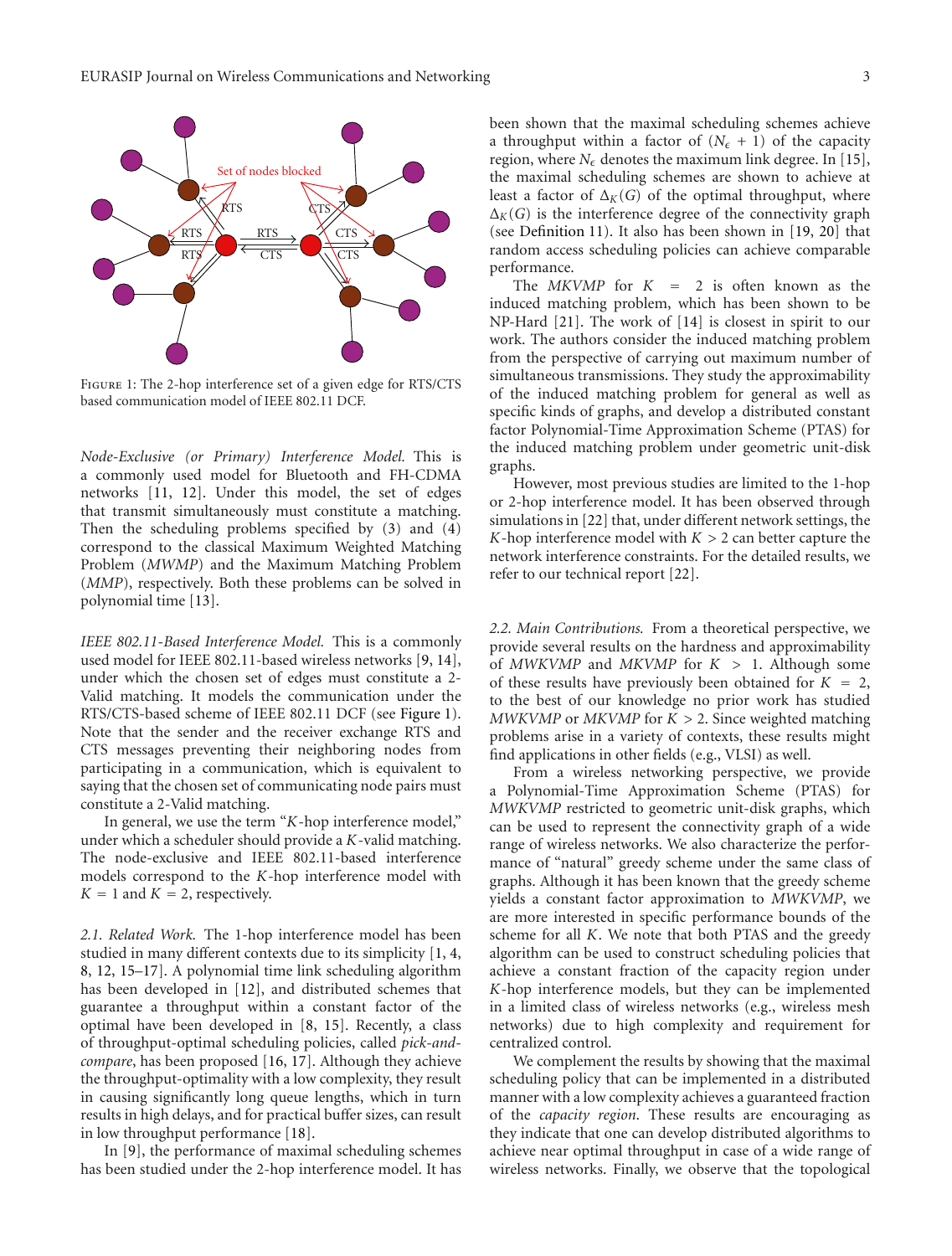Figure 1: The 2-hop interference set of a given edge for RTS/CTS based communication model of IEEE 802.11 DCF.

*Node-Exclusive (or Primary) Interference Model.* This is a commonly used model for Bluetooth and FH-CDMA networks [11, 12]. Under this model, the set of edges that transmit simultaneously must constitute a matching. Then the scheduling problems specified by (3) and (4) correspond to the classical Maximum Weighted Matching Problem (*MWMP*) and the Maximum Matching Problem (*MMP*), respectively. Both these problems can be solved in polynomial time [13].

*IEEE 802.11-Based Interference Model.* This is a commonly used model for IEEE 802.11-based wireless networks [9, 14], under which the chosen set of edges must constitute a 2-Valid matching. It models the communication under the RTS/CTS-based scheme of IEEE 802.11 DCF (see Figure 1). Note that the sender and the receiver exchange RTS and CTS messages preventing their neighboring nodes from participating in a communication, which is equivalent to saying that the chosen set of communicating node pairs must constitute a 2-Valid matching.

In general, we use the term "$K$-hop interference model," under which a scheduler should provide a $K$-valid matching. The node-exclusive and IEEE 802.11-based interference models correspond to the $K$-hop interference model with $K = 1$ and $K = 2$, respectively.

*2.1. Related Work.* The 1-hop interference model has been studied in many different contexts due to its simplicity [1, 4, 8, 12, 15–17]. A polynomial time link scheduling algorithm has been developed in [12], and distributed schemes that guarantee a throughput within a constant factor of the optimal have been developed in [8, 15]. Recently, a class of throughput-optimal scheduling policies, called *pick-and-compare*, has been proposed [16, 17]. Although they achieve the throughput-optimality with a low complexity, they result in causing significantly long queue lengths, which in turn results in high delays, and for practical buffer sizes, can result in low throughput performance [18].

In [9], the performance of maximal scheduling schemes has been studied under the 2-hop interference model. It has been shown that the maximal scheduling schemes achieve a throughput within a factor of $(N_\epsilon + 1)$ of the capacity region, where $N_\epsilon$ denotes the maximum link degree. In [15], the maximal scheduling schemes are shown to achieve at least a factor of $\Delta_K(G)$ of the optimal throughput, where $\Delta_K(G)$ is the interference degree of the connectivity graph (see Definition 11). It also has been shown in [19, 20] that random access scheduling policies can achieve comparable performance.

The *MKVMP* for $K = 2$ is often known as the induced matching problem, which has been shown to be NP-Hard [21]. The work of [14] is closest in spirit to our work. The authors consider the induced matching problem from the perspective of carrying out maximum number of simultaneous transmissions. They study the approximability of the induced matching problem for general as well as specific kinds of graphs, and develop a distributed constant factor Polynomial-Time Approximation Scheme (PTAS) for the induced matching problem under geometric unit-disk graphs.

However, most previous studies are limited to the 1-hop or 2-hop interference model. It has been observed through simulations in [22] that, under different network settings, the $K$-hop interference model with $K > 2$ can better capture the network interference constraints. For the detailed results, we refer to our technical report [22].

*2.2. Main Contributions.* From a theoretical perspective, we provide several results on the hardness and approximability of *MWKVMP* and *MKVMP* for $K > 1$. Although some of these results have previously been obtained for $K = 2$, to the best of our knowledge no prior work has studied *MWKVMP* or *MKVMP* for $K > 2$. Since weighted matching problems arise in a variety of contexts, these results might find applications in other fields (e.g., VLSI) as well.

From a wireless networking perspective, we provide a Polynomial-Time Approximation Scheme (PTAS) for *MWKVMP* restricted to geometric unit-disk graphs, which can be used to represent the connectivity graph of a wide range of wireless networks. We also characterize the performance of "natural" greedy scheme under the same class of graphs. Although it has been known that the greedy scheme yields a constant factor approximation to *MWKVMP*, we are more interested in specific performance bounds of the scheme for all $K$. We note that both PTAS and the greedy algorithm can be used to construct scheduling policies that achieve a constant fraction of the capacity region under $K$-hop interference models, but they can be implemented in a limited class of wireless networks (e.g., wireless mesh networks) due to high complexity and requirement for centralized control.

We complement the results by showing that the maximal scheduling policy that can be implemented in a distributed manner with a low complexity achieves a guaranteed fraction of the *capacity region*. These results are encouraging as they indicate that one can develop distributed algorithms to achieve near optimal throughput in case of a wide range of wireless networks. Finally, we observe that the topological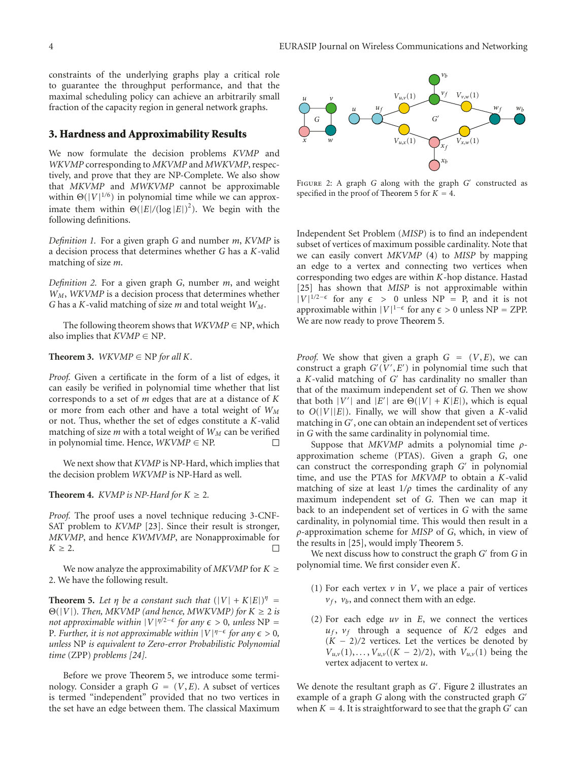constraints of the underlying graphs play a critical role to guarantee the throughput performance, and that the maximal scheduling policy can achieve an arbitrarily small fraction of the capacity region in general network graphs.

## 3. Hardness and Approximability Results

We now formulate the decision problems *KVMP* and *WKVMP* corresponding to *MKVMP* and *MWKVMP*, respectively, and prove that they are NP-Complete. We also show that *MKVMP* and *MWKVMP* cannot be approximable within $\Theta(|V|^{1/6})$ in polynomial time while we can approximate them within $\Theta(|E|/(\log|E|)^2)$. We begin with the following definitions.

*Definition 1.* For a given graph $G$ and number $m$, *KVMP* is a decision process that determines whether $G$ has a $K$-valid matching of size $m$.

*Definition 2.* For a given graph $G$, number $m$, and weight $W_M$, *WKVMP* is a decision process that determines whether $G$ has a $K$-valid matching of size $m$ and total weight $W_M$.

The following theorem shows that *WKVMP* $\in$ NP, which also implies that *KVMP* $\in$ NP.

**Theorem 3.** *WKVMP* $\in$ NP *for all* $K$.

*Proof.* Given a certificate in the form of a list of edges, it can easily be verified in polynomial time whether that list corresponds to a set of $m$ edges that are at a distance of $K$ or more from each other and have a total weight of $W_M$ or not. Thus, whether the set of edges constitute a $K$-valid matching of size $m$ with a total weight of $W_M$ can be verified in polynomial time. Hence, *WKVMP* $\in$ NP. □

We next show that *KVMP* is NP-Hard, which implies that the decision problem *WKVMP* is NP-Hard as well.

**Theorem 4.** *KVMP is NP-Hard for* $K \geq 2$.

*Proof.* The proof uses a novel technique reducing 3-CNF-SAT problem to *KVMP* [23]. Since their result is stronger, *MKVMP*, and hence *KWMVMP*, are Nonapproximable for $K \geq 2$. □

We now analyze the approximability of *MKVMP* for $K \geq 2$. We have the following result.

**Theorem 5.** *Let* $\eta$ *be a constant such that* $(|V| + K|E|)^\eta = \Theta(|V|)$. *Then, MKVMP (and hence, MWKVMP) for* $K \geq 2$ *is not approximable within* $|V|^{\eta/2-\epsilon}$ *for any* $\epsilon > 0$, *unless* NP = P. *Further, it is not approximable within* $|V|^{\eta-\epsilon}$ *for any* $\epsilon > 0$, *unless* NP *is equivalent to Zero-error Probabilistic Polynomial time* (ZPP) *problems [24].*

Before we prove Theorem 5, we introduce some terminology. Consider a graph $G = (V, E)$. A subset of vertices is termed "independent" provided that no two vertices in the set have an edge between them. The classical Maximum Independent Set Problem (*MISP*) is to find an independent subset of vertices of maximum possible cardinality. Note that we can easily convert *MKVMP* (4) to *MISP* by mapping an edge to a vertex and connecting two vertices when corresponding two edges are within $K$-hop distance. Hastad [25] has shown that *MISP* is not approximable within $|V|^{1/2-\epsilon}$ for any $\epsilon > 0$ unless NP = P, and it is not approximable within $|V|^{1-\epsilon}$ for any $\epsilon > 0$ unless NP = ZPP. We are now ready to prove Theorem 5.

Figure 2: A graph $G$ along with the graph $G'$ constructed as specified in the proof of Theorem 5 for $K = 4$.

*Proof.* We show that given a graph $G = (V, E)$, we can construct a graph $G'(V', E')$ in polynomial time such that a $K$-valid matching of $G'$ has cardinality no smaller than that of the maximum independent set of $G$. Then we show that both $|V'|$ and $|E'|$ are $\Theta(|V| + K|E|)$, which is equal to $O(|V||E|)$. Finally, we will show that given a $K$-valid matching in $G'$, one can obtain an independent set of vertices in $G$ with the same cardinality in polynomial time.

Suppose that *MKVMP* admits a polynomial time $\rho$-approximation scheme (PTAS). Given a graph $G$, one can construct the corresponding graph $G'$ in polynomial time, and use the PTAS for *MKVMP* to obtain a $K$-valid matching of size at least $1/\rho$ times the cardinality of any maximum independent set of $G$. Then we can map it back to an independent set of vertices in $G$ with the same cardinality, in polynomial time. This would then result in a $\rho$-approximation scheme for *MISP* of $G$, which, in view of the results in [25], would imply Theorem 5.

We next discuss how to construct the graph $G'$ from $G$ in polynomial time. We first consider even $K$.

(1) For each vertex $v$ in $V$, we place a pair of vertices $v_f$, $v_b$, and connect them with an edge.

(2) For each edge $uv$ in $E$, we connect the vertices $u_f$, $v_f$ through a sequence of $K/2$ edges and $(K-2)/2$ vertices. Let the vertices be denoted by $V_{u,v}(1), \ldots, V_{u,v}((K-2)/2)$, with $V_{u,v}(1)$ being the vertex adjacent to vertex $u$.

We denote the resultant graph as $G'$. Figure 2 illustrates an example of a graph $G$ along with the constructed graph $G'$ when $K = 4$. It is straightforward to see that the graph $G'$ can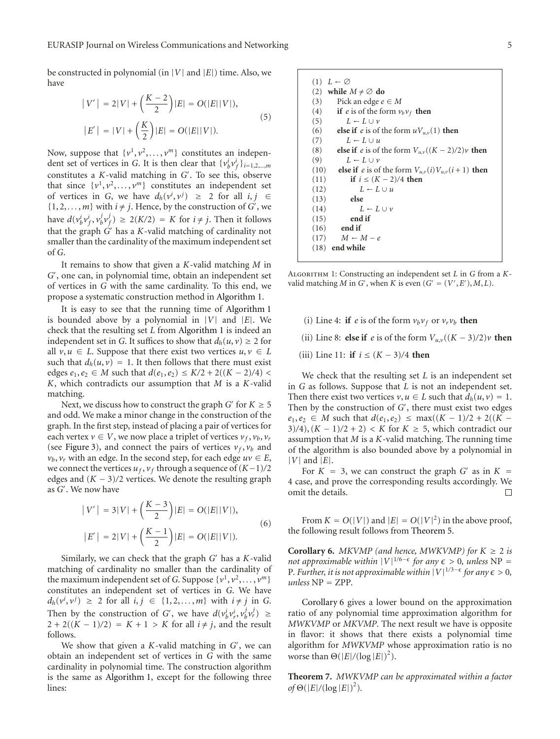be constructed in polynomial (in $|V|$ and $|E|$) time. Also, we have

$$
\begin{aligned}
|V'| &= 2|V| + \left(\frac{K-2}{2}\right)|E| = O(|E||V|), \\
|E'| &= |V| + \left(\frac{K}{2}\right)|E| = O(|E||V|).
\end{aligned}
\tag{5}
$$

Now, suppose that $\{v^1, v^2, \ldots, v^m\}$ constitutes an independent set of vertices in $G$. It is then clear that $\{v_b^i v_f^i\}_{i=1,2,\ldots,m}$ constitutes a $K$-valid matching in $G'$. To see this, observe that since $\{v^1, v^2, \ldots, v^m\}$ constitutes an independent set of vertices in $G$, we have $d_h(v^i, v^j) \geq 2$ for all $i, j \in \{1, 2, \ldots, m\}$ with $i \neq j$. Hence, by the construction of $G'$, we have $d(v_b^i v_f^i, v_b^j v_f^j) \geq 2(K/2) = K$ for $i \neq j$. Then it follows that the graph $G'$ has a $K$-valid matching of cardinality not smaller than the cardinality of the maximum independent set of $G$.

It remains to show that given a $K$-valid matching $M$ in $G'$, one can, in polynomial time, obtain an independent set of vertices in $G$ with the same cardinality. To this end, we propose a systematic construction method in Algorithm 1.

It is easy to see that the running time of Algorithm 1 is bounded above by a polynomial in $|V|$ and $|E|$. We check that the resulting set $L$ from Algorithm 1 is indeed an independent set in $G$. It suffices to show that $d_h(u, v) \geq 2$ for all $v, u \in L$. Suppose that there exist two vertices $u, v \in L$ such that $d_h(u, v) = 1$. It then follows that there must exist edges $e_1, e_2 \in M$ such that $d(e_1, e_2) \leq K/2 + 2((K-2)/4) < K$, which contradicts our assumption that $M$ is a $K$-valid matching.

Next, we discuss how to construct the graph $G'$ for $K \geq 5$ and odd. We make a minor change in the construction of the graph. In the first step, instead of placing a pair of vertices for each vertex $v \in V$, we now place a triplet of vertices $v_f, v_b, v_r$ (see Figure 3), and connect the pairs of vertices $v_f, v_b$ and $v_b, v_r$ with an edge. In the second step, for each edge $uv \in E$, we connect the vertices $u_f, v_f$ through a sequence of $(K-1)/2$ edges and $(K-3)/2$ vertices. We denote the resulting graph as $G'$. We now have

$$
\begin{aligned}
|V'| &= 3|V| + \left(\frac{K-3}{2}\right)|E| = O(|E||V|), \\
|E'| &= 2|V| + \left(\frac{K-1}{2}\right)|E| = O(|E||V|).
\end{aligned}
\tag{6}
$$

Similarly, we can check that the graph $G'$ has a $K$-valid matching of cardinality no smaller than the cardinality of the maximum independent set of $G$. Suppose $\{v^1, v^2, \ldots, v^m\}$ constitutes an independent set of vertices in $G$. We have $d_h(v^i, v^j) \geq 2$ for all $i, j \in \{1, 2, \ldots, m\}$ with $i \neq j$ in $G$. Then by the construction of $G'$, we have $d(v_b^i v_r^i, v_b^j v_r^j) \geq 2 + 2((K-1)/2) = K + 1 > K$ for all $i \neq j$, and the result follows.

We show that given a $K$-valid matching in $G'$, we can obtain an independent set of vertices in $G$ with the same cardinality in polynomial time. The construction algorithm is the same as Algorithm 1, except for the following three lines:

```
(1)  L ← ∅
(2)  while M ≠ ∅ do
(3)     Pick an edge e ∈ M
(4)     if e is of the form v_b v_f then
(5)        L ← L ∪ v
(6)     else if e is of the form u V_{u,v}(1) then
(7)        L ← L ∪ u
(8)     else if e is of the form V_{u,v}((K − 2)/2) v then
(9)        L ← L ∪ v
(10)    else if e is of the form V_{u,v}(i) V_{u,v}(i + 1) then
(11)       if i ≤ (K − 2)/4 then
(12)          L ← L ∪ u
(13)       else
(14)          L ← L ∪ v
(15)       end if
(16)    end if
(17)    M ← M − e
(18) end while
```

Algorithm 1: Constructing an independent set $L$ in $G$ from a $K$-valid matching $M$ in $G'$, when $K$ is even $(G' = (V', E'), M, L)$.

(i) Line 4: **if** $e$ is of the form $v_b v_f$ or $v_r v_b$ **then**

(ii) Line 8: **else if** $e$ is of the form $V_{u,v}((K-3)/2)v$ **then**

(iii) Line 11: **if** $i \leq (K-3)/4$ **then**

We check that the resulting set $L$ is an independent set in $G$ as follows. Suppose that $L$ is not an independent set. Then there exist two vertices $v, u \in L$ such that $d_h(u, v) = 1$. Then by the construction of $G'$, there must exist two edges $e_1, e_2 \in M$ such that $d(e_1, e_2) \leq \max((K-1)/2 + 2((K-3)/4), (K-1)/2 + 2) < K$ for $K \geq 5$, which contradict our assumption that $M$ is a $K$-valid matching. The running time of the algorithm is also bounded above by a polynomial in $|V|$ and $|E|$.

For $K = 3$, we can construct the graph $G'$ as in $K = 4$ case, and prove the corresponding results accordingly. We omit the details. □

From $K = O(|V|)$ and $|E| = O(|V|^2)$ in the above proof, the following result follows from Theorem 5.

**Corollary 6.** *MKVMP (and hence, MWKVMP) for $K \geq 2$ is not approximable within $|V|^{1/6-\epsilon}$ for any $\epsilon > 0$, unless NP = P. Further, it is not approximable within $|V|^{1/3-\epsilon}$ for any $\epsilon > 0$, unless NP = ZPP.*

Corollary 6 gives a lower bound on the approximation ratio of any polynomial time approximation algorithm for *MWKVMP* or *MKVMP*. The next result we have is opposite in flavor: it shows that there exists a polynomial time algorithm for *MWKVMP* whose approximation ratio is no worse than $\Theta(|E|/(\log|E|)^2)$.

**Theorem 7.** *MWKVMP can be approximated within a factor of $\Theta(|E|/(\log|E|)^2)$.*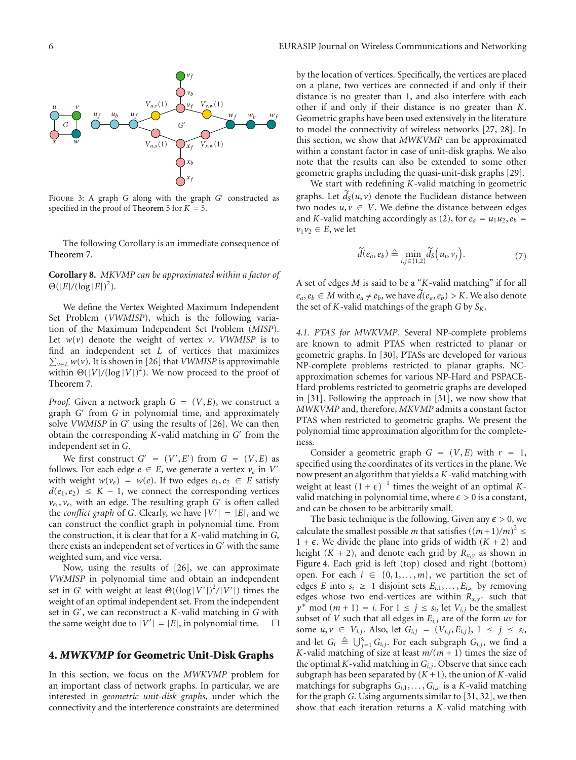FIGURE 3: A graph $G$ along with the graph $G'$ constructed as specified in the proof of Theorem 5 for $K = 5$.

The following Corollary is an immediate consequence of Theorem 7.

**Corollary 8.** *MKVMP can be approximated within a factor of* $\Theta(|E|/(\log |E|)^2)$.

We define the Vertex Weighted Maximum Independent Set Problem (*VWMISP*), which is the following variation of the Maximum Independent Set Problem (*MISP*). Let $w(v)$ denote the weight of vertex $v$. *VWMISP* is to find an independent set $L$ of vertices that maximizes $\sum_{v \in L} w(v)$. It is shown in [26] that *VWMISP* is approximable within $\Theta(|V|/(\log |V|)^2)$. We now proceed to the proof of Theorem 7.

*Proof.* Given a network graph $G = (V, E)$, we construct a graph $G'$ from $G$ in polynomial time, and approximately solve *VWMISP* in $G'$ using the results of [26]. We can then obtain the corresponding $K$-valid matching in $G'$ from the independent set in $G$.

We first construct $G' = (V', E')$ from $G = (V, E)$ as follows. For each edge $e \in E$, we generate a vertex $v_e$ in $V'$ with weight $w(v_e) = w(e)$. If two edges $e_1, e_2 \in E$ satisfy $d(e_1, e_2) \leq K - 1$, we connect the corresponding vertices $v_{e_1}, v_{e_2}$ with an edge. The resulting graph $G'$ is often called the *conflict graph* of $G$. Clearly, we have $|V'| = |E|$, and we can construct the conflict graph in polynomial time. From the construction, it is clear that for a $K$-valid matching in $G$, there exists an independent set of vertices in $G'$ with the same weighted sum, and vice versa.

Now, using the results of [26], we can approximate *VWMISP* in polynomial time and obtain an independent set in $G'$ with weight at least $\Theta((\log |V'|)^2/|V'|)$ times the weight of an optimal independent set. From the independent set in $G'$, we can reconstruct a $K$-valid matching in $G$ with the same weight due to $|V'| = |E|$, in polynomial time. □

## 4. *MWKVMP* for Geometric Unit-Disk Graphs

In this section, we focus on the *MWKVMP* problem for an important class of network graphs. In particular, we are interested in *geometric unit-disk graphs*, under which the connectivity and the interference constraints are determined by the location of vertices. Specifically, the vertices are placed on a plane, two vertices are connected if and only if their distance is no greater than 1, and also interfere with each other if and only if their distance is no greater than $K$. Geometric graphs have been used extensively in the literature to model the connectivity of wireless networks [27, 28]. In this section, we show that *MWKVMP* can be approximated within a constant factor in case of unit-disk graphs. We also note that the results can also be extended to some other geometric graphs including the quasi-unit-disk graphs [29].

We start with redefining $K$-valid matching in geometric graphs. Let $\tilde{d}_S(u, v)$ denote the Euclidean distance between two nodes $u, v \in V$. We define the distance between edges and $K$-valid matching accordingly as (2), for $e_a = u_1u_2, e_b = v_1v_2 \in E$, we let

$$\tilde{d}(e_a, e_b) \triangleq \min_{i,j \in \{1,2\}} \tilde{d}_S(u_i, v_j). \tag{7}$$

A set of edges $M$ is said to be a "$K$-valid matching" if for all $e_a, e_b \in M$ with $e_a \neq e_b$, we have $\tilde{d}(e_a, e_b) > K$. We also denote the set of $K$-valid matchings of the graph $G$ by $S_K$.

*4.1. PTAS for MWKVMP.* Several NP-complete problems are known to admit PTAS when restricted to planar or geometric graphs. In [30], PTASs are developed for various NP-complete problems restricted to planar graphs. NC-approximation schemes for various NP-Hard and PSPACE-Hard problems restricted to geometric graphs are developed in [31]. Following the approach in [31], we now show that *MWKVMP* and, therefore, *MKVMP* admits a constant factor PTAS when restricted to geometric graphs. We present the polynomial time approximation algorithm for the completeness.

Consider a geometric graph $G = (V, E)$ with $r = 1$, specified using the coordinates of its vertices in the plane. We now present an algorithm that yields a $K$-valid matching with weight at least $(1 + \epsilon)^{-1}$ times the weight of an optimal $K$-valid matching in polynomial time, where $\epsilon > 0$ is a constant, and can be chosen to be arbitrarily small.

The basic technique is the following. Given any $\epsilon > 0$, we calculate the smallest possible $m$ that satisfies $((m+1)/m)^2 \leq 1 + \epsilon$. We divide the plane into grids of width $(K + 2)$ and height $(K + 2)$, and denote each grid by $R_{x,y}$ as shown in Figure 4. Each grid is left (top) closed and right (bottom) open. For each $i \in \{0, 1, \ldots, m\}$, we partition the set of edges $E$ into $s_i \geq 1$ disjoint sets $E_{i,1}, \ldots, E_{i,s_i}$ by removing edges whose two end-vertices are within $R_{x,y^*}$ such that $y^* \bmod (m + 1) = i$. For $1 \leq j \leq s_i$, let $V_{i,j}$ be the smallest subset of $V$ such that all edges in $E_{i,j}$ are of the form $uv$ for some $u, v \in V_{i,j}$. Also, let $G_{i,j} = (V_{i,j}, E_{i,j})$, $1 \leq j \leq s_i$, and let $G_i \triangleq \bigcup_{j=1}^{s_i} G_{i,j}$. For each subgraph $G_{i,j}$, we find a $K$-valid matching of size at least $m/(m + 1)$ times the size of the optimal $K$-valid matching in $G_{i,j}$. Observe that since each subgraph has been separated by $(K + 1)$, the union of $K$-valid matchings for subgraphs $G_{i,1}, \ldots, G_{i,s_i}$ is a $K$-valid matching for the graph $G$. Using arguments similar to [31, 32], we then show that each iteration returns a $K$-valid matching with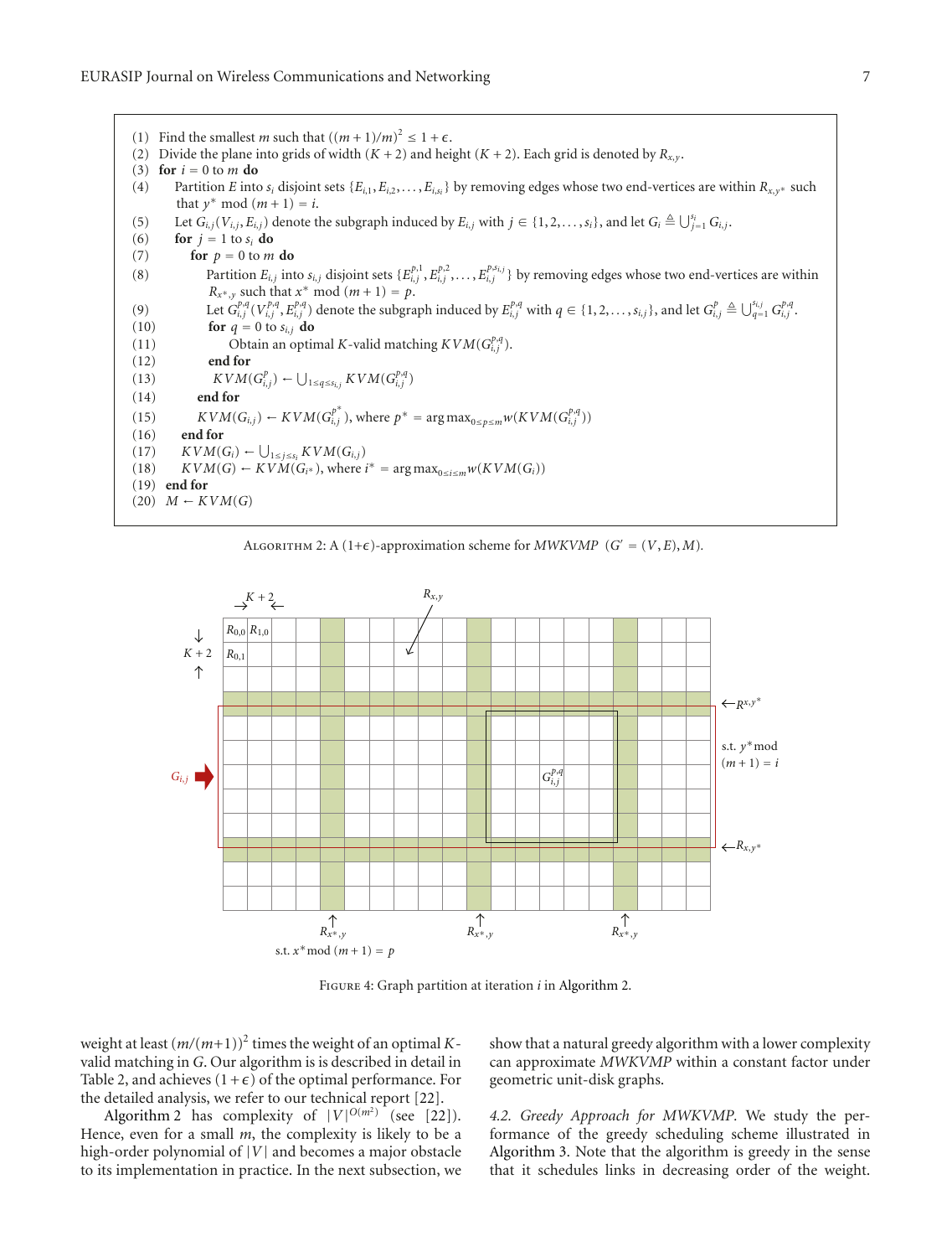```
(1)  Find the smallest m such that ((m + 1)/m)^2 ≤ 1 + ϵ.
(2)  Divide the plane into grids of width (K + 2) and height (K + 2). Each grid is denoted by R_{x,y}.
(3)  for i = 0 to m do
(4)      Partition E into s_i disjoint sets {E_{i,1}, E_{i,2}, ..., E_{i,s_i}} by removing edges whose two end-vertices are within R_{x,y*} such
         that y* mod (m + 1) = i.
(5)      Let G_{i,j}(V_{i,j}, E_{i,j}) denote the subgraph induced by E_{i,j} with j ∈ {1, 2, ..., s_i}, and let G_i ≜ ∪_{j=1}^{s_i} G_{i,j}.
(6)      for j = 1 to s_i do
(7)          for p = 0 to m do
(8)              Partition E_{i,j} into s_{i,j} disjoint sets {E_{i,j}^{p,1}, E_{i,j}^{p,2}, ..., E_{i,j}^{p,s_{i,j}}} by removing edges whose two end-vertices are within
                 R_{x*,y} such that x* mod (m + 1) = p.
(9)              Let G_{i,j}^{p,q}(V_{i,j}^{p,q}, E_{i,j}^{p,q}) denote the subgraph induced by E_{i,j}^{p,q} with q ∈ {1, 2, ..., s_{i,j}}, and let G_{i,j}^p ≜ ∪_{q=1}^{s_{i,j}} G_{i,j}^{p,q}.
(10)             for q = 0 to s_{i,j} do
(11)                 Obtain an optimal K-valid matching KVM(G_{i,j}^{p,q}).
(12)             end for
(13)             KVM(G_{i,j}^p) ← ∪_{1≤q≤s_{i,j}} KVM(G_{i,j}^{p,q})
(14)         end for
(15)         KVM(G_{i,j}) ← KVM(G_{i,j}^{p*}), where p* = arg max_{0≤p≤m} w(KVM(G_{i,j}^{p,q}))
(16)     end for
(17)     KVM(G_i) ← ∪_{1≤j≤s_i} KVM(G_{i,j})
(18)     KVM(G) ← KVM(G_{i*}), where i* = arg max_{0≤i≤m} w(KVM(G_i))
(19) end for
(20) M ← KVM(G)
```

Algorithm 2: A (1+$\epsilon$)-approximation scheme for *MWKVMP* $(G' = (V, E), M)$.

Figure 4: Graph partition at iteration $i$ in Algorithm 2.

weight at least $(m/(m+1))^2$ times the weight of an optimal $K$-valid matching in $G$. Our algorithm is is described in detail in Table 2, and achieves $(1+\epsilon)$ of the optimal performance. For the detailed analysis, we refer to our technical report [22].

Algorithm 2 has complexity of $|V|^{O(m^2)}$ (see [22]). Hence, even for a small $m$, the complexity is likely to be a high-order polynomial of $|V|$ and becomes a major obstacle to its implementation in practice. In the next subsection, we show that a natural greedy algorithm with a lower complexity can approximate *MWKVMP* within a constant factor under geometric unit-disk graphs.

*4.2. Greedy Approach for MWKVMP.* We study the performance of the greedy scheduling scheme illustrated in Algorithm 3. Note that the algorithm is greedy in the sense that it schedules links in decreasing order of the weight.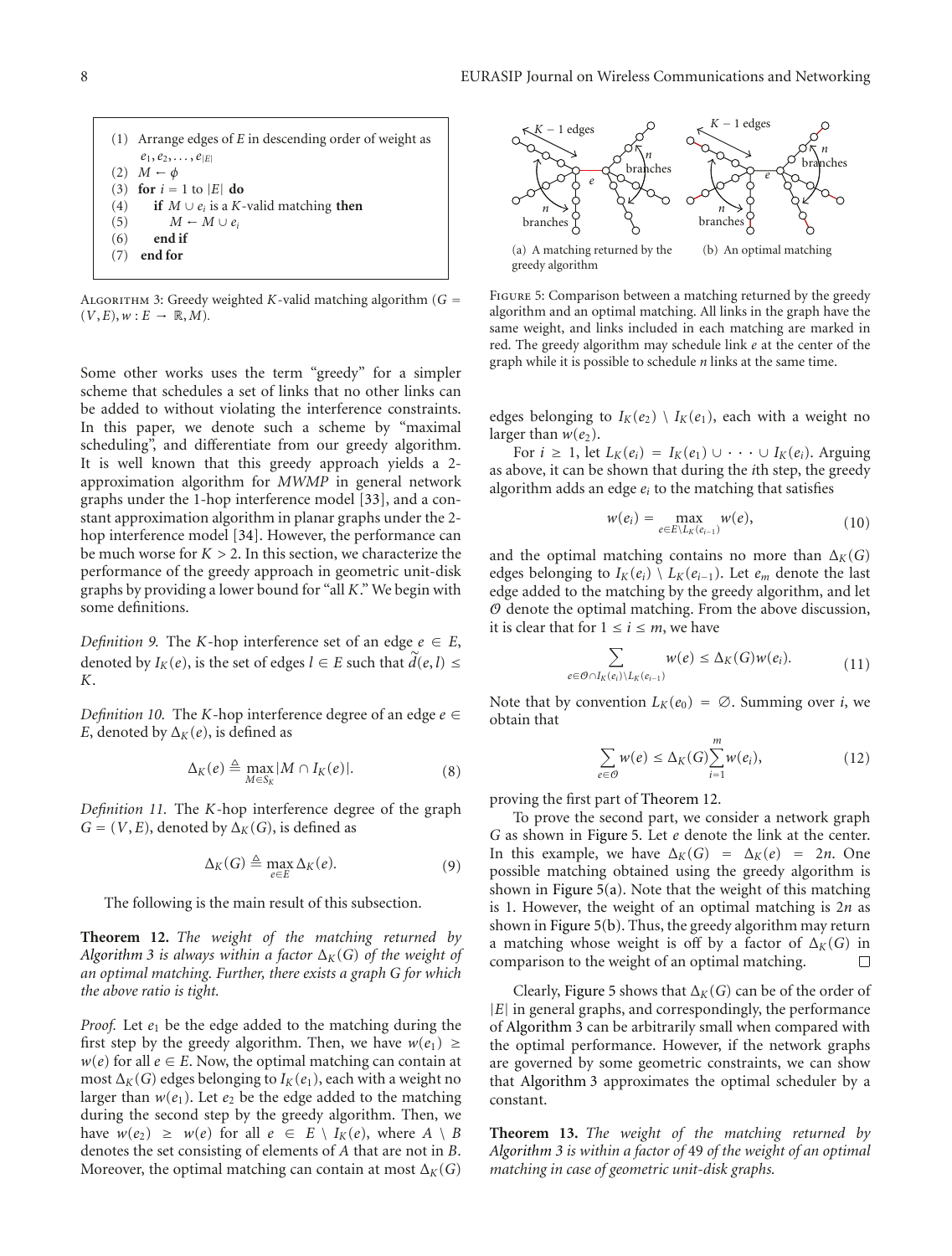```
(1) Arrange edges of E in descending order of weight as
    e_1, e_2, ..., e_|E|
(2) M ← φ
(3) for i = 1 to |E| do
(4)     if M ∪ e_i is a K-valid matching then
(5)         M ← M ∪ e_i
(6)     end if
(7) end for
```

Algorithm 3: Greedy weighted $K$-valid matching algorithm ($G = (V, E), w : E \to \mathbb{R}, M$).

Some other works uses the term "greedy" for a simpler scheme that schedules a set of links that no other links can be added to without violating the interference constraints. In this paper, we denote such a scheme by "maximal scheduling", and differentiate from our greedy algorithm. It is well known that this greedy approach yields a 2-approximation algorithm for *MWMP* in general network graphs under the 1-hop interference model [33], and a constant approximation algorithm in planar graphs under the 2-hop interference model [34]. However, the performance can be much worse for $K > 2$. In this section, we characterize the performance of the greedy approach in geometric unit-disk graphs by providing a lower bound for "all $K$." We begin with some definitions.

*Definition 9.* The $K$-hop interference set of an edge $e \in E$, denoted by $I_K(e)$, is the set of edges $l \in E$ such that $\tilde{d}(e, l) \le K$.

*Definition 10.* The $K$-hop interference degree of an edge $e \in E$, denoted by $\Delta_K(e)$, is defined as

$$\Delta_K(e) \triangleq \max_{M \in S_K} |M \cap I_K(e)|. \tag{8}$$

*Definition 11.* The $K$-hop interference degree of the graph $G = (V, E)$, denoted by $\Delta_K(G)$, is defined as

$$\Delta_K(G) \triangleq \max_{e \in E} \Delta_K(e). \tag{9}$$

The following is the main result of this subsection.

**Theorem 12.** *The weight of the matching returned by Algorithm 3 is always within a factor $\Delta_K(G)$ of the weight of an optimal matching. Further, there exists a graph $G$ for which the above ratio is tight.*

*Proof.* Let $e_1$ be the edge added to the matching during the first step by the greedy algorithm. Then, we have $w(e_1) \ge w(e)$ for all $e \in E$. Now, the optimal matching can contain at most $\Delta_K(G)$ edges belonging to $I_K(e_1)$, each with a weight no larger than $w(e_1)$. Let $e_2$ be the edge added to the matching during the second step by the greedy algorithm. Then, we have $w(e_2) \ge w(e)$ for all $e \in E \setminus I_K(e)$, where $A \setminus B$ denotes the set consisting of elements of $A$ that are not in $B$. Moreover, the optimal matching can contain at most $\Delta_K(G)$ edges belonging to $I_K(e_2) \setminus I_K(e_1)$, each with a weight no larger than $w(e_2)$.

For $i \ge 1$, let $L_K(e_i) = I_K(e_1) \cup \cdots \cup I_K(e_i)$. Arguing as above, it can be shown that during the $i$th step, the greedy algorithm adds an edge $e_i$ to the matching that satisfies

$$w(e_i) = \max_{e \in E \setminus L_K(e_{i-1})} w(e), \tag{10}$$

and the optimal matching contains no more than $\Delta_K(G)$ edges belonging to $I_K(e_i) \setminus L_K(e_{i-1})$. Let $e_m$ denote the last edge added to the matching by the greedy algorithm, and let $\mathcal{O}$ denote the optimal matching. From the above discussion, it is clear that for $1 \le i \le m$, we have

$$\sum_{e \in \mathcal{O} \cap I_K(e_i) \setminus L_K(e_{i-1})} w(e) \le \Delta_K(G) w(e_i). \tag{11}$$

Note that by convention $L_K(e_0) = \emptyset$. Summing over $i$, we obtain that

$$\sum_{e \in \mathcal{O}} w(e) \le \Delta_K(G) \sum_{i=1}^{m} w(e_i), \tag{12}$$

proving the first part of Theorem 12.

To prove the second part, we consider a network graph $G$ as shown in Figure 5. Let $e$ denote the link at the center. In this example, we have $\Delta_K(G) = \Delta_K(e) = 2n$. One possible matching obtained using the greedy algorithm is shown in Figure 5(a). Note that the weight of this matching is 1. However, the weight of an optimal matching is $2n$ as shown in Figure 5(b). Thus, the greedy algorithm may return a matching whose weight is off by a factor of $\Delta_K(G)$ in comparison to the weight of an optimal matching. □

(a) A matching returned by the greedy algorithm

(b) An optimal matching

Figure 5: Comparison between a matching returned by the greedy algorithm and an optimal matching. All links in the graph have the same weight, and links included in each matching are marked in red. The greedy algorithm may schedule link $e$ at the center of the graph while it is possible to schedule $n$ links at the same time.

Clearly, Figure 5 shows that $\Delta_K(G)$ can be of the order of $|E|$ in general graphs, and correspondingly, the performance of Algorithm 3 can be arbitrarily small when compared with the optimal performance. However, if the network graphs are governed by some geometric constraints, we can show that Algorithm 3 approximates the optimal scheduler by a constant.

**Theorem 13.** *The weight of the matching returned by Algorithm 3 is within a factor of 49 of the weight of an optimal matching in case of geometric unit-disk graphs.*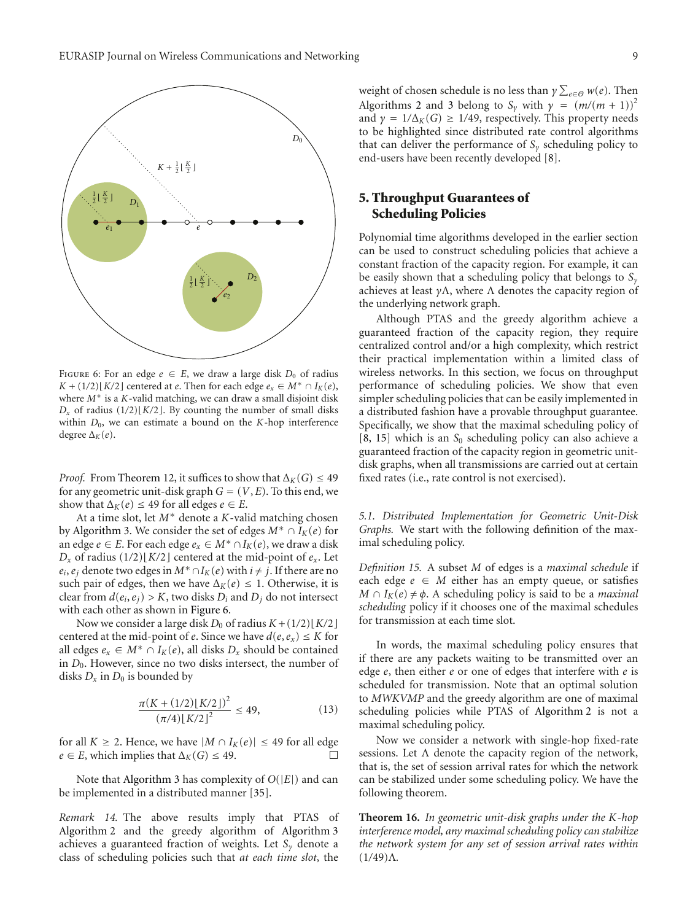Figure 6: For an edge $e \in E$, we draw a large disk $D_0$ of radius $K + (1/2)\lfloor K/2 \rfloor$ centered at $e$. Then for each edge $e_x \in M^* \cap I_K(e)$, where $M^*$ is a $K$-valid matching, we can draw a small disjoint disk $D_x$ of radius $(1/2)\lfloor K/2 \rfloor$. By counting the number of small disks within $D_0$, we can estimate a bound on the $K$-hop interference degree $\Delta_K(e)$.

*Proof.* From Theorem 12, it suffices to show that $\Delta_K(G) \leq 49$ for any geometric unit-disk graph $G = (V, E)$. To this end, we show that $\Delta_K(e) \leq 49$ for all edges $e \in E$.

At a time slot, let $M^*$ denote a $K$-valid matching chosen by Algorithm 3. We consider the set of edges $M^* \cap I_K(e)$ for an edge $e \in E$. For each edge $e_x \in M^* \cap I_K(e)$, we draw a disk $D_x$ of radius $(1/2)\lfloor K/2 \rfloor$ centered at the mid-point of $e_x$. Let $e_i, e_j$ denote two edges in $M^* \cap I_K(e)$ with $i \neq j$. If there are no such pair of edges, then we have $\Delta_K(e) \leq 1$. Otherwise, it is clear from $d(e_i, e_j) > K$, two disks $D_i$ and $D_j$ do not intersect with each other as shown in Figure 6.

Now we consider a large disk $D_0$ of radius $K + (1/2)\lfloor K/2 \rfloor$ centered at the mid-point of $e$. Since we have $d(e, e_x) \leq K$ for all edges $e_x \in M^* \cap I_K(e)$, all disks $D_x$ should be contained in $D_0$. However, since no two disks intersect, the number of disks $D_x$ in $D_0$ is bounded by

$$\frac{\pi (K + (1/2)\lfloor K/2 \rfloor)^2}{(\pi/4)\lfloor K/2 \rfloor^2} \leq 49, \tag{13}$$

for all $K \geq 2$. Hence, we have $|M \cap I_K(e)| \leq 49$ for all edge $e \in E$, which implies that $\Delta_K(G) \leq 49$. □

Note that Algorithm 3 has complexity of $O(|E|)$ and can be implemented in a distributed manner [35].

*Remark 14.* The above results imply that PTAS of Algorithm 2 and the greedy algorithm of Algorithm 3 achieves a guaranteed fraction of weights. Let $S_\gamma$ denote a class of scheduling policies such that *at each time slot*, the weight of chosen schedule is no less than $\gamma \sum_{e \in \mathcal{O}} w(e)$. Then Algorithms 2 and 3 belong to $S_\gamma$ with $\gamma = (m/(m+1))^2$ and $\gamma = 1/\Delta_K(G) \geq 1/49$, respectively. This property needs to be highlighted since distributed rate control algorithms that can deliver the performance of $S_\gamma$ scheduling policy to end-users have been recently developed [8].

## 5. Throughput Guarantees of Scheduling Policies

Polynomial time algorithms developed in the earlier section can be used to construct scheduling policies that achieve a constant fraction of the capacity region. For example, it can be easily shown that a scheduling policy that belongs to $S_\gamma$ achieves at least $\gamma\Lambda$, where $\Lambda$ denotes the capacity region of the underlying network graph.

Although PTAS and the greedy algorithm achieve a guaranteed fraction of the capacity region, they require centralized control and/or a high complexity, which restrict their practical implementation within a limited class of wireless networks. In this section, we focus on throughput performance of scheduling policies. We show that even simpler scheduling policies that can be easily implemented in a distributed fashion have a provable throughput guarantee. Specifically, we show that the maximal scheduling policy of [8, 15] which is an $S_0$ scheduling policy can also achieve a guaranteed fraction of the capacity region in geometric unit-disk graphs, when all transmissions are carried out at certain fixed rates (i.e., rate control is not exercised).

### 5.1. Distributed Implementation for Geometric Unit-Disk Graphs

We start with the following definition of the maximal scheduling policy.

*Definition 15.* A subset $M$ of edges is a *maximal schedule* if each edge $e \in M$ either has an empty queue, or satisfies $M \cap I_K(e) \neq \phi$. A scheduling policy is said to be a *maximal scheduling* policy if it chooses one of the maximal schedules for transmission at each time slot.

In words, the maximal scheduling policy ensures that if there are any packets waiting to be transmitted over an edge $e$, then either $e$ or one of edges that interfere with $e$ is scheduled for transmission. Note that an optimal solution to *MWKVMP* and the greedy algorithm are one of maximal scheduling policies while PTAS of Algorithm 2 is not a maximal scheduling policy.

Now we consider a network with single-hop fixed-rate sessions. Let $\Lambda$ denote the capacity region of the network, that is, the set of session arrival rates for which the network can be stabilized under some scheduling policy. We have the following theorem.

**Theorem 16.** *In geometric unit-disk graphs under the K-hop interference model, any maximal scheduling policy can stabilize the network system for any set of session arrival rates within* $(1/49)\Lambda$.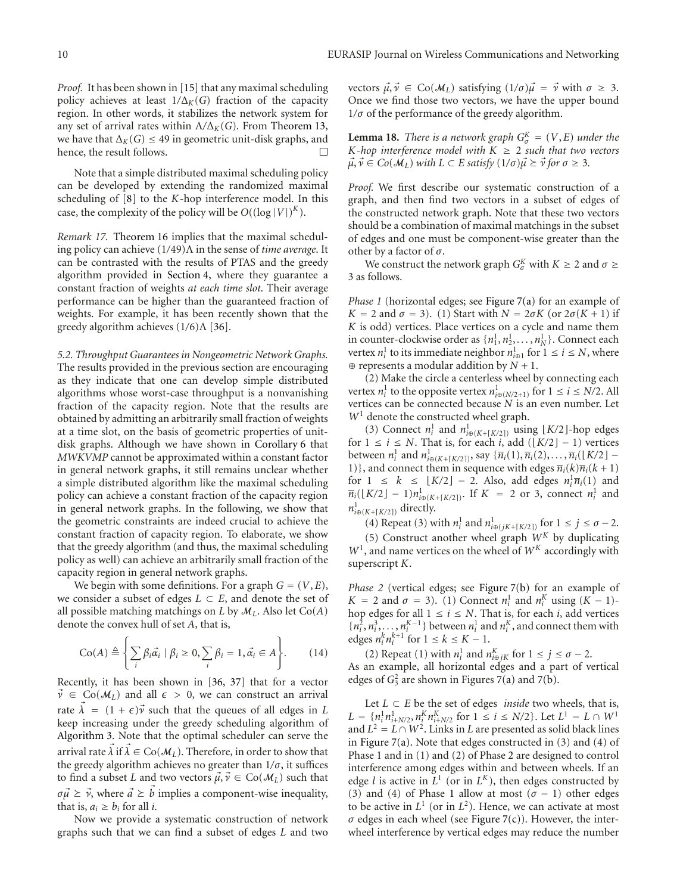*Proof.* It has been shown in [15] that any maximal scheduling policy achieves at least $1/\Delta_K(G)$ fraction of the capacity region. In other words, it stabilizes the network system for any set of arrival rates within $\Lambda/\Delta_K(G)$. From Theorem 13, we have that $\Delta_K(G) \leq 49$ in geometric unit-disk graphs, and hence, the result follows. □

Note that a simple distributed maximal scheduling policy can be developed by extending the randomized maximal scheduling of [8] to the $K$-hop interference model. In this case, the complexity of the policy will be $O((\log|V|)^K)$.

*Remark 17.* Theorem 16 implies that the maximal scheduling policy can achieve $(1/49)\Lambda$ in the sense of *time average.* It can be contrasted with the results of PTAS and the greedy algorithm provided in Section 4, where they guarantee a constant fraction of weights *at each time slot*. Their average performance can be higher than the guaranteed fraction of weights. For example, it has been recently shown that the greedy algorithm achieves $(1/6)\Lambda$ [36].

### 5.2. Throughput Guarantees in Nongeometric Network Graphs.

The results provided in the previous section are encouraging as they indicate that one can develop simple distributed algorithms whose worst-case throughput is a nonvanishing fraction of the capacity region. Note that the results are obtained by admitting an arbitrarily small fraction of weights at a time slot, on the basis of geometric properties of unit-disk graphs. Although we have shown in Corollary 6 that *MWKVMP* cannot be approximated within a constant factor in general network graphs, it still remains unclear whether a simple distributed algorithm like the maximal scheduling policy can achieve a constant fraction of the capacity region in general network graphs. In the following, we show that the geometric constraints are indeed crucial to achieve the constant fraction of capacity region. To elaborate, we show that the greedy algorithm (and thus, the maximal scheduling policy as well) can achieve an arbitrarily small fraction of the capacity region in general network graphs.

We begin with some definitions. For a graph $G = (V, E)$, we consider a subset of edges $L \subset E$, and denote the set of all possible matching matchings on $L$ by $\mathcal{M}_L$. Also let $\text{Co}(A)$ denote the convex hull of set $A$, that is,

$$\text{Co}(A) \triangleq \left\{ \sum_i \beta_i \vec{\alpha}_i \mid \beta_i \geq 0, \sum_i \beta_i = 1, \vec{\alpha}_i \in A \right\}. \quad (14)$$

Recently, it has been shown in [36, 37] that for a vector $\vec{\nu} \in \text{Co}(\mathcal{M}_L)$ and all $\epsilon > 0$, we can construct an arrival rate $\vec{\lambda} = (1+\epsilon)\vec{\nu}$ such that the queues of all edges in $L$ keep increasing under the greedy scheduling algorithm of Algorithm 3. Note that the optimal scheduler can serve the arrival rate $\vec{\lambda}$ if $\vec{\lambda} \in \text{Co}(\mathcal{M}_L)$. Therefore, in order to show that the greedy algorithm achieves no greater than $1/\sigma$, it suffices to find a subset $L$ and two vectors $\vec{\mu}, \vec{\nu} \in \text{Co}(\mathcal{M}_L)$ such that $\sigma\vec{\mu} \succeq \vec{\nu}$, where $\vec{a} \succeq \vec{b}$ implies a component-wise inequality, that is, $a_i \geq b_i$ for all $i$.

Now we provide a systematic construction of network graphs such that we can find a subset of edges $L$ and two vectors $\vec{\mu}, \vec{\nu} \in \text{Co}(\mathcal{M}_L)$ satisfying $(1/\sigma)\vec{\mu} = \vec{\nu}$ with $\sigma \geq 3$. Once we find those two vectors, we have the upper bound $1/\sigma$ of the performance of the greedy algorithm.

**Lemma 18.** *There is a network graph $G_\sigma^K = (V, E)$ under the $K$-hop interference model with $K \geq 2$ such that two vectors $\vec{\mu}, \vec{\nu} \in Co(\mathcal{M}_L)$ with $L \subset E$ satisfy $(1/\sigma)\vec{\mu} \succeq \vec{\nu}$ for $\sigma \geq 3$.*

*Proof.* We first describe our systematic construction of a graph, and then find two vectors in a subset of edges of the constructed network graph. Note that these two vectors should be a combination of maximal matchings in the subset of edges and one must be component-wise greater than the other by a factor of $\sigma$.

We construct the network graph $G_\sigma^K$ with $K \geq 2$ and $\sigma \geq 3$ as follows.

*Phase 1* (horizontal edges; see Figure 7(a) for an example of $K = 2$ and $\sigma = 3$). (1) Start with $N = 2\sigma K$ (or $2\sigma(K+1)$ if $K$ is odd) vertices. Place vertices on a cycle and name them in counter-clockwise order as $\{n_1^1, n_2^1, \ldots, n_N^1\}$. Connect each vertex $n_i^1$ to its immediate neighbor $n_{i\oplus 1}^1$ for $1 \leq i \leq N$, where $\oplus$ represents a modular addition by $N+1$.

(2) Make the circle a centerless wheel by connecting each vertex $n_i^1$ to the opposite vertex $n_{i\oplus(N/2+1)}^1$ for $1 \leq i \leq N/2$. All vertices can be connected because $N$ is an even number. Let $W^1$ denote the constructed wheel graph.

(3) Connect $n_i^1$ and $n_{i\oplus(K+\lceil K/2\rceil)}^1$ using $\lfloor K/2\rfloor$-hop edges for $1 \leq i \leq N$. That is, for each $i$, add $(\lfloor K/2\rfloor - 1)$ vertices between $n_i^1$ and $n_{i\oplus(K+\lceil K/2\rceil)}^1$, say $\{\overline{n}_i(1), \overline{n}_i(2), \ldots, \overline{n}_i(\lfloor K/2\rfloor - 1)\}$, and connect them in sequence with edges $\overline{n}_i(k)\overline{n}_i(k+1)$ for $1 \leq k \leq \lfloor K/2\rfloor - 2$. Also, add edges $n_i^1\overline{n}_i(1)$ and $\overline{n}_i(\lfloor K/2\rfloor - 1)n_{i\oplus(K+\lceil K/2\rceil)}^1$. If $K = 2$ or 3, connect $n_i^1$ and $n_{i\oplus(K+\lceil K/2\rceil)}^1$ directly.

(4) Repeat (3) with $n_i^1$ and $n_{i\oplus(jK+\lceil K/2\rceil)}^1$ for $1 \leq j \leq \sigma - 2$.

(5) Construct another wheel graph $W^K$ by duplicating $W^1$, and name vertices on the wheel of $W^K$ accordingly with superscript $K$.

*Phase 2* (vertical edges; see Figure 7(b) for an example of $K = 2$ and $\sigma = 3$). (1) Connect $n_i^1$ and $n_i^K$ using $(K-1)$-hop edges for all $1 \leq i \leq N$. That is, for each $i$, add vertices $\{n_i^2, n_i^3, \ldots, n_i^{K-1}\}$ between $n_i^1$ and $n_i^K$, and connect them with edges $n_i^k n_i^{k+1}$ for $1 \leq k \leq K-1$.

(2) Repeat (1) with $n_i^1$ and $n_{i\oplus jK}^K$ for $1 \leq j \leq \sigma - 2$.

As an example, all horizontal edges and a part of vertical edges of $G_3^2$ are shown in Figures 7(a) and 7(b).

Let $L \subset E$ be the set of edges *inside* two wheels, that is, $L = \{n_i^1 n_{i+N/2}^1, n_i^K n_{i+N/2}^K \text{ for } 1 \leq i \leq N/2\}$. Let $L^1 = L \cap W^1$ and $L^2 = L \cap W^2$. Links in $L$ are presented as solid black lines in Figure 7(a). Note that edges constructed in (3) and (4) of Phase 1 and in (1) and (2) of Phase 2 are designed to control interference among edges within and between wheels. If an edge $l$ is active in $L^1$ (or in $L^K$), then edges constructed by (3) and (4) of Phase 1 allow at most $(\sigma - 1)$ other edges to be active in $L^1$ (or in $L^2$). Hence, we can activate at most $\sigma$ edges in each wheel (see Figure 7(c)). However, the inter-wheel interference by vertical edges may reduce the number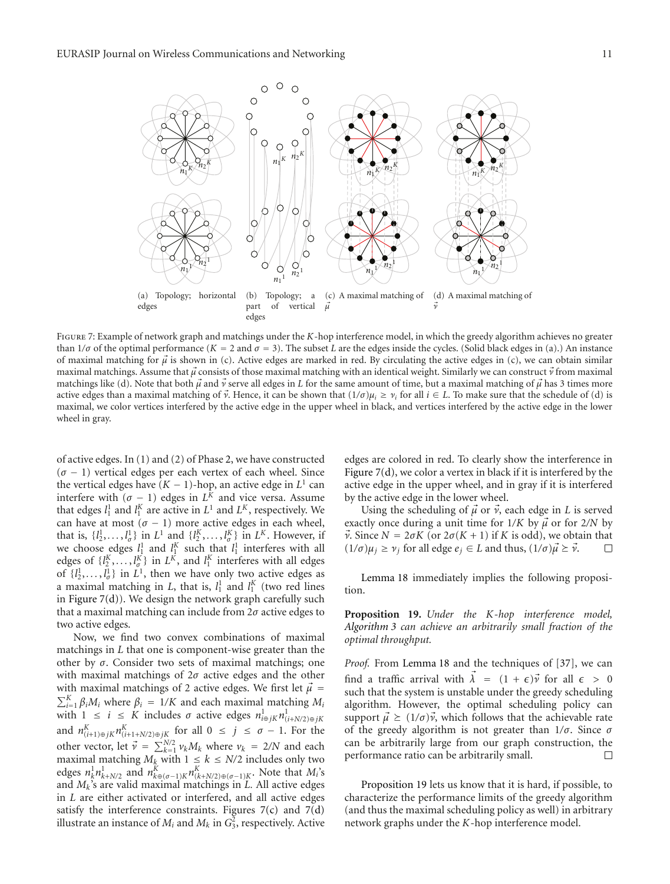(a) Topology; horizontal edges

(b) Topology; a part of vertical edges

(c) A maximal matching of $\vec{\mu}$

(d) A maximal matching of $\vec{\nu}$

Figure 7: Example of network graph and matchings under the $K$-hop interference model, in which the greedy algorithm achieves no greater than $1/\sigma$ of the optimal performance ($K = 2$ and $\sigma = 3$). The subset $L$ are the edges inside the cycles. (Solid black edges in (a).) An instance of maximal matching for $\vec{\mu}$ is shown in (c). Active edges are marked in red. By circulating the active edges in (c), we can obtain similar maximal matchings. Assume that $\vec{\mu}$ consists of those maximal matching with an identical weight. Similarly we can construct $\vec{\nu}$ from maximal matchings like (d). Note that both $\vec{\mu}$ and $\vec{\nu}$ serve all edges in $L$ for the same amount of time, but a maximal matching of $\vec{\mu}$ has 3 times more active edges than a maximal matching of $\vec{\nu}$. Hence, it can be shown that $(1/\sigma)\mu_i \geq \nu_i$ for all $i \in L$. To make sure that the schedule of (d) is maximal, we color vertices interfered by the active edge in the upper wheel in black, and vertices interfered by the active edge in the lower wheel in gray.

of active edges. In (1) and (2) of Phase 2, we have constructed $(\sigma - 1)$ vertical edges per each vertex of each wheel. Since the vertical edges have $(K-1)$-hop, an active edge in $L^1$ can interfere with $(\sigma - 1)$ edges in $L^K$ and vice versa. Assume that edges $l_1^1$ and $l_1^K$ are active in $L^1$ and $L^K$, respectively. We can have at most $(\sigma - 1)$ more active edges in each wheel, that is, $\{l_2^1, \ldots, l_\sigma^1\}$ in $L^1$ and $\{l_2^K, \ldots, l_\sigma^K\}$ in $L^K$. However, if we choose edges $l_1^1$ and $l_1^K$ such that $l_1^1$ interferes with all edges of $\{l_2^K, \ldots, l_\sigma^K\}$ in $L^K$, and $l_1^K$ interferes with all edges of $\{l_2^1, \ldots, l_\sigma^1\}$ in $L^1$, then we have only two active edges as a maximal matching in $L$, that is, $l_1^1$ and $l_1^K$ (two red lines in Figure 7(d)). We design the network graph carefully such that a maximal matching can include from $2\sigma$ active edges to two active edges.

Now, we find two convex combinations of maximal matchings in $L$ that one is component-wise greater than the other by $\sigma$. Consider two sets of maximal matchings; one with maximal matchings of $2\sigma$ active edges and the other with maximal matchings of 2 active edges. We first let $\vec{\mu} = \sum_{i=1}^{K} \beta_i M_i$ where $\beta_i = 1/K$ and each maximal matching $M_i$ with $1 \leq i \leq K$ includes $\sigma$ active edges $n^1_{i\oplus jK} n^1_{(i+N/2)\oplus jK}$ and $n^K_{(i+1)\oplus jK} n^K_{(i+1+N/2)\oplus jK}$ for all $0 \leq j \leq \sigma - 1$. For the other vector, let $\vec{\nu} = \sum_{k=1}^{N/2} \nu_k M_k$ where $\nu_k = 2/N$ and each maximal matching $M_k$ with $1 \leq k \leq N/2$ includes only two edges $n_k^1 n_{k+N/2}^1$ and $n^K_{k\oplus(\sigma-1)K} n^K_{(k+N/2)\oplus(\sigma-1)K}$. Note that $M_i$'s and $M_k$'s are valid maximal matchings in $L$. All active edges in $L$ are either activated or interfered, and all active edges satisfy the interference constraints. Figures 7(c) and 7(d) illustrate an instance of $M_i$ and $M_k$ in $G_3^2$, respectively. Active edges are colored in red. To clearly show the interference in Figure 7(d), we color a vertex in black if it is interfered by the active edge in the upper wheel, and in gray if it is interfered by the active edge in the lower wheel.

Using the scheduling of $\vec{\mu}$ or $\vec{\nu}$, each edge in $L$ is served exactly once during a unit time for $1/K$ by $\vec{\mu}$ or for $2/N$ by $\vec{\nu}$. Since $N = 2\sigma K$ (or $2\sigma(K+1)$ if $K$ is odd), we obtain that $(1/\sigma)\mu_j \geq \nu_j$ for all edge $e_j \in L$ and thus, $(1/\sigma)\vec{\mu} \succeq \vec{\nu}$. □

Lemma 18 immediately implies the following proposition.

**Proposition 19.** *Under the $K$-hop interference model, Algorithm 3 can achieve an arbitrarily small fraction of the optimal throughput.*

*Proof.* From Lemma 18 and the techniques of [37], we can find a traffic arrival with $\vec{\lambda} = (1+\epsilon)\vec{\nu}$ for all $\epsilon > 0$ such that the system is unstable under the greedy scheduling algorithm. However, the optimal scheduling policy can support $\vec{\mu} \succeq (1/\sigma)\vec{\nu}$, which follows that the achievable rate of the greedy algorithm is not greater than $1/\sigma$. Since $\sigma$ can be arbitrarily large from our graph construction, the performance ratio can be arbitrarily small. □

Proposition 19 lets us know that it is hard, if possible, to characterize the performance limits of the greedy algorithm (and thus the maximal scheduling policy as well) in arbitrary network graphs under the $K$-hop interference model.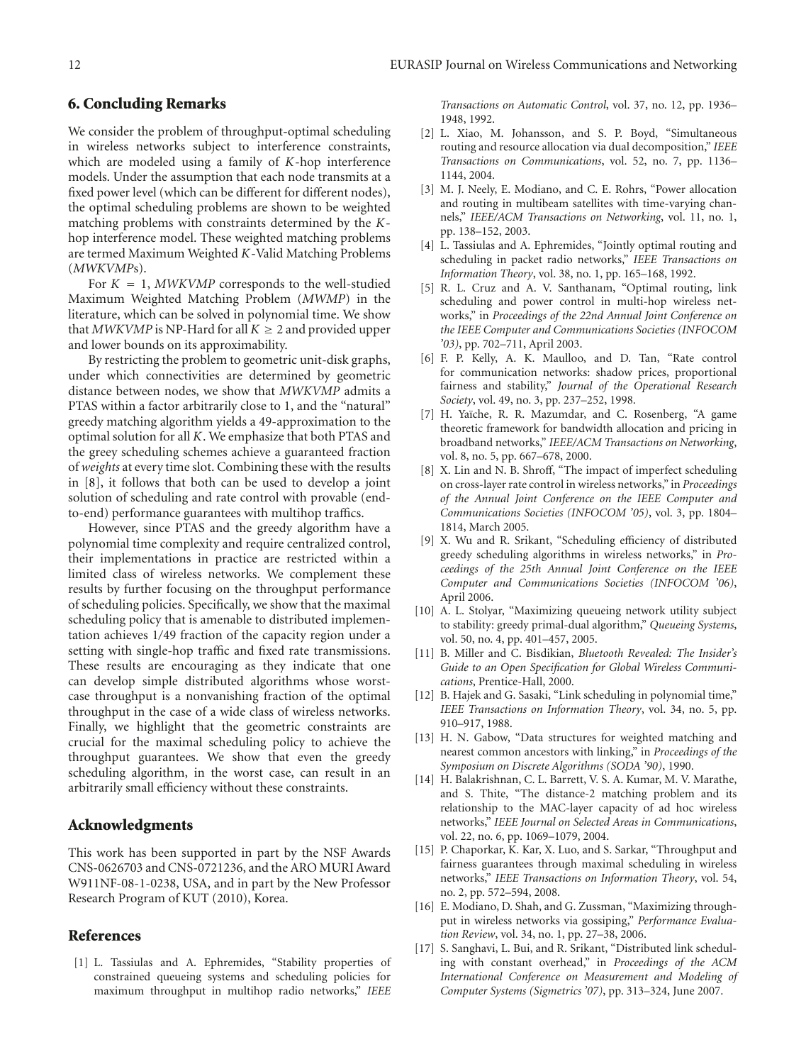## 6. Concluding Remarks

We consider the problem of throughput-optimal scheduling in wireless networks subject to interference constraints, which are modeled using a family of $K$-hop interference models. Under the assumption that each node transmits at a fixed power level (which can be different for different nodes), the optimal scheduling problems are shown to be weighted matching problems with constraints determined by the $K$-hop interference model. These weighted matching problems are termed Maximum Weighted $K$-Valid Matching Problems (*MWKVMP*s).

For $K = 1$, *MWKVMP* corresponds to the well-studied Maximum Weighted Matching Problem (*MWMP*) in the literature, which can be solved in polynomial time. We show that *MWKVMP* is NP-Hard for all $K \geq 2$ and provided upper and lower bounds on its approximability.

By restricting the problem to geometric unit-disk graphs, under which connectivities are determined by geometric distance between nodes, we show that *MWKVMP* admits a PTAS within a factor arbitrarily close to 1, and the "natural" greedy matching algorithm yields a 49-approximation to the optimal solution for all $K$. We emphasize that both PTAS and the greey scheduling schemes achieve a guaranteed fraction of *weights* at every time slot. Combining these with the results in [8], it follows that both can be used to develop a joint solution of scheduling and rate control with provable (end-to-end) performance guarantees with multihop traffics.

However, since PTAS and the greedy algorithm have a polynomial time complexity and require centralized control, their implementations in practice are restricted within a limited class of wireless networks. We complement these results by further focusing on the throughput performance of scheduling policies. Specifically, we show that the maximal scheduling policy that is amenable to distributed implementation achieves 1/49 fraction of the capacity region under a setting with single-hop traffic and fixed rate transmissions. These results are encouraging as they indicate that one can develop simple distributed algorithms whose worst-case throughput is a nonvanishing fraction of the optimal throughput in the case of a wide class of wireless networks. Finally, we highlight that the geometric constraints are crucial for the maximal scheduling policy to achieve the throughput guarantees. We show that even the greedy scheduling algorithm, in the worst case, can result in an arbitrarily small efficiency without these constraints.

## Acknowledgments

This work has been supported in part by the NSF Awards CNS-0626703 and CNS-0721236, and the ARO MURI Award W911NF-08-1-0238, USA, and in part by the New Professor Research Program of KUT (2010), Korea.

## References

[1] L. Tassiulas and A. Ephremides, "Stability properties of constrained queueing systems and scheduling policies for maximum throughput in multihop radio networks," *IEEE Transactions on Automatic Control*, vol. 37, no. 12, pp. 1936–1948, 1992.

[2] L. Xiao, M. Johansson, and S. P. Boyd, "Simultaneous routing and resource allocation via dual decomposition," *IEEE Transactions on Communications*, vol. 52, no. 7, pp. 1136–1144, 2004.

[3] M. J. Neely, E. Modiano, and C. E. Rohrs, "Power allocation and routing in multibeam satellites with time-varying channels," *IEEE/ACM Transactions on Networking*, vol. 11, no. 1, pp. 138–152, 2003.

[4] L. Tassiulas and A. Ephremides, "Jointly optimal routing and scheduling in packet radio networks," *IEEE Transactions on Information Theory*, vol. 38, no. 1, pp. 165–168, 1992.

[5] R. L. Cruz and A. V. Santhanam, "Optimal routing, link scheduling and power control in multi-hop wireless networks," in *Proceedings of the 22nd Annual Joint Conference on the IEEE Computer and Communications Societies (INFOCOM '03)*, pp. 702–711, April 2003.

[6] F. P. Kelly, A. K. Maulloo, and D. Tan, "Rate control for communication networks: shadow prices, proportional fairness and stability," *Journal of the Operational Research Society*, vol. 49, no. 3, pp. 237–252, 1998.

[7] H. Yaïche, R. R. Mazumdar, and C. Rosenberg, "A game theoretic framework for bandwidth allocation and pricing in broadband networks," *IEEE/ACM Transactions on Networking*, vol. 8, no. 5, pp. 667–678, 2000.

[8] X. Lin and N. B. Shroff, "The impact of imperfect scheduling on cross-layer rate control in wireless networks," in *Proceedings of the Annual Joint Conference on the IEEE Computer and Communications Societies (INFOCOM '05)*, vol. 3, pp. 1804–1814, March 2005.

[9] X. Wu and R. Srikant, "Scheduling efficiency of distributed greedy scheduling algorithms in wireless networks," in *Proceedings of the 25th Annual Joint Conference on the IEEE Computer and Communications Societies (INFOCOM '06)*, April 2006.

[10] A. L. Stolyar, "Maximizing queueing network utility subject to stability: greedy primal-dual algorithm," *Queueing Systems*, vol. 50, no. 4, pp. 401–457, 2005.

[11] B. Miller and C. Bisdikian, *Bluetooth Revealed: The Insider's Guide to an Open Specification for Global Wireless Communications*, Prentice-Hall, 2000.

[12] B. Hajek and G. Sasaki, "Link scheduling in polynomial time," *IEEE Transactions on Information Theory*, vol. 34, no. 5, pp. 910–917, 1988.

[13] H. N. Gabow, "Data structures for weighted matching and nearest common ancestors with linking," in *Proceedings of the Symposium on Discrete Algorithms (SODA '90)*, 1990.

[14] H. Balakrishnan, C. L. Barrett, V. S. A. Kumar, M. V. Marathe, and S. Thite, "The distance-2 matching problem and its relationship to the MAC-layer capacity of ad hoc wireless networks," *IEEE Journal on Selected Areas in Communications*, vol. 22, no. 6, pp. 1069–1079, 2004.

[15] P. Chaporkar, K. Kar, X. Luo, and S. Sarkar, "Throughput and fairness guarantees through maximal scheduling in wireless networks," *IEEE Transactions on Information Theory*, vol. 54, no. 2, pp. 572–594, 2008.

[16] E. Modiano, D. Shah, and G. Zussman, "Maximizing throughput in wireless networks via gossiping," *Performance Evaluation Review*, vol. 34, no. 1, pp. 27–38, 2006.

[17] S. Sanghavi, L. Bui, and R. Srikant, "Distributed link scheduling with constant overhead," in *Proceedings of the ACM International Conference on Measurement and Modeling of Computer Systems (Sigmetrics '07)*, pp. 313–324, June 2007.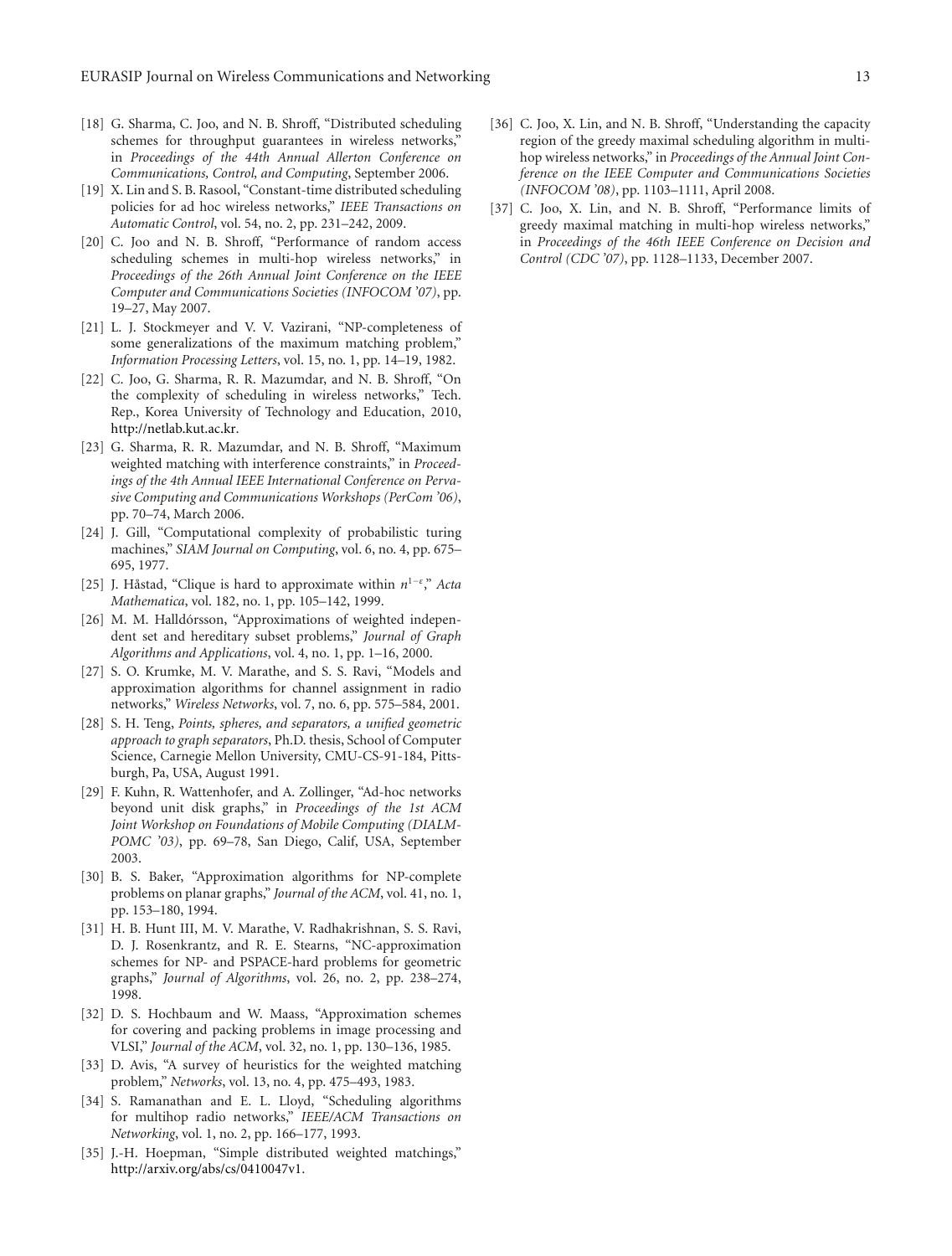[18] G. Sharma, C. Joo, and N. B. Shroff, "Distributed scheduling schemes for throughput guarantees in wireless networks," in *Proceedings of the 44th Annual Allerton Conference on Communications, Control, and Computing*, September 2006.

[19] X. Lin and S. B. Rasool, "Constant-time distributed scheduling policies for ad hoc wireless networks," *IEEE Transactions on Automatic Control*, vol. 54, no. 2, pp. 231–242, 2009.

[20] C. Joo and N. B. Shroff, "Performance of random access scheduling schemes in multi-hop wireless networks," in *Proceedings of the 26th Annual Joint Conference on the IEEE Computer and Communications Societies (INFOCOM '07)*, pp. 19–27, May 2007.

[21] L. J. Stockmeyer and V. V. Vazirani, "NP-completeness of some generalizations of the maximum matching problem," *Information Processing Letters*, vol. 15, no. 1, pp. 14–19, 1982.

[22] C. Joo, G. Sharma, R. R. Mazumdar, and N. B. Shroff, "On the complexity of scheduling in wireless networks," Tech. Rep., Korea University of Technology and Education, 2010, http://netlab.kut.ac.kr.

[23] G. Sharma, R. R. Mazumdar, and N. B. Shroff, "Maximum weighted matching with interference constraints," in *Proceedings of the 4th Annual IEEE International Conference on Pervasive Computing and Communications Workshops (PerCom '06)*, pp. 70–74, March 2006.

[24] J. Gill, "Computational complexity of probabilistic turing machines," *SIAM Journal on Computing*, vol. 6, no. 4, pp. 675–695, 1977.

[25] J. Håstad, "Clique is hard to approximate within $n^{1-\epsilon}$," *Acta Mathematica*, vol. 182, no. 1, pp. 105–142, 1999.

[26] M. M. Halldórsson, "Approximations of weighted independent set and hereditary subset problems," *Journal of Graph Algorithms and Applications*, vol. 4, no. 1, pp. 1–16, 2000.

[27] S. O. Krumke, M. V. Marathe, and S. S. Ravi, "Models and approximation algorithms for channel assignment in radio networks," *Wireless Networks*, vol. 7, no. 6, pp. 575–584, 2001.

[28] S. H. Teng, *Points, spheres, and separators, a unified geometric approach to graph separators*, Ph.D. thesis, School of Computer Science, Carnegie Mellon University, CMU-CS-91-184, Pittsburgh, Pa, USA, August 1991.

[29] F. Kuhn, R. Wattenhofer, and A. Zollinger, "Ad-hoc networks beyond unit disk graphs," in *Proceedings of the 1st ACM Joint Workshop on Foundations of Mobile Computing (DIALM-POMC '03)*, pp. 69–78, San Diego, Calif, USA, September 2003.

[30] B. S. Baker, "Approximation algorithms for NP-complete problems on planar graphs," *Journal of the ACM*, vol. 41, no. 1, pp. 153–180, 1994.

[31] H. B. Hunt III, M. V. Marathe, V. Radhakrishnan, S. S. Ravi, D. J. Rosenkrantz, and R. E. Stearns, "NC-approximation schemes for NP- and PSPACE-hard problems for geometric graphs," *Journal of Algorithms*, vol. 26, no. 2, pp. 238–274, 1998.

[32] D. S. Hochbaum and W. Maass, "Approximation schemes for covering and packing problems in image processing and VLSI," *Journal of the ACM*, vol. 32, no. 1, pp. 130–136, 1985.

[33] D. Avis, "A survey of heuristics for the weighted matching problem," *Networks*, vol. 13, no. 4, pp. 475–493, 1983.

[34] S. Ramanathan and E. L. Lloyd, "Scheduling algorithms for multihop radio networks," *IEEE/ACM Transactions on Networking*, vol. 1, no. 2, pp. 166–177, 1993.

[35] J.-H. Hoepman, "Simple distributed weighted matchings," http://arxiv.org/abs/cs/0410047v1.

[36] C. Joo, X. Lin, and N. B. Shroff, "Understanding the capacity region of the greedy maximal scheduling algorithm in multihop wireless networks," in *Proceedings of the Annual Joint Conference on the IEEE Computer and Communications Societies (INFOCOM '08)*, pp. 1103–1111, April 2008.

[37] C. Joo, X. Lin, and N. B. Shroff, "Performance limits of greedy maximal matching in multi-hop wireless networks," in *Proceedings of the 46th IEEE Conference on Decision and Control (CDC '07)*, pp. 1128–1133, December 2007.